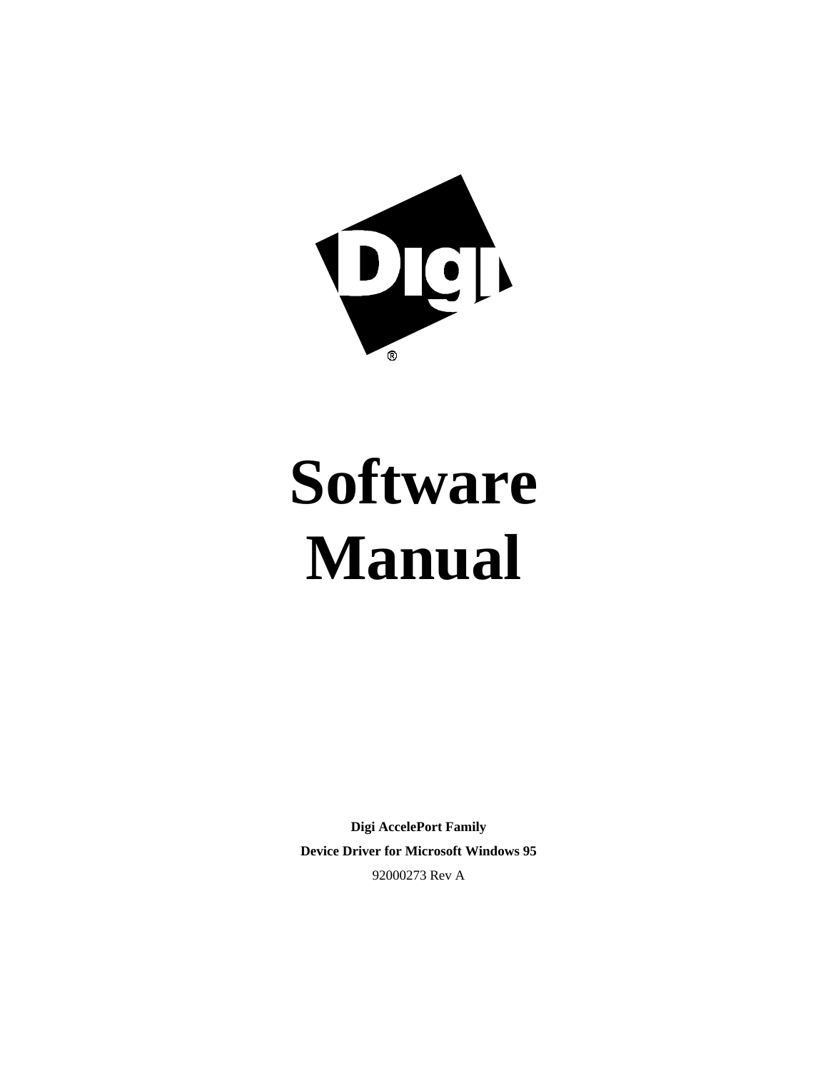# Software Manual

**Digi AccelePort Family**

**Device Driver for Microsoft Windows 95**

92000273 Rev A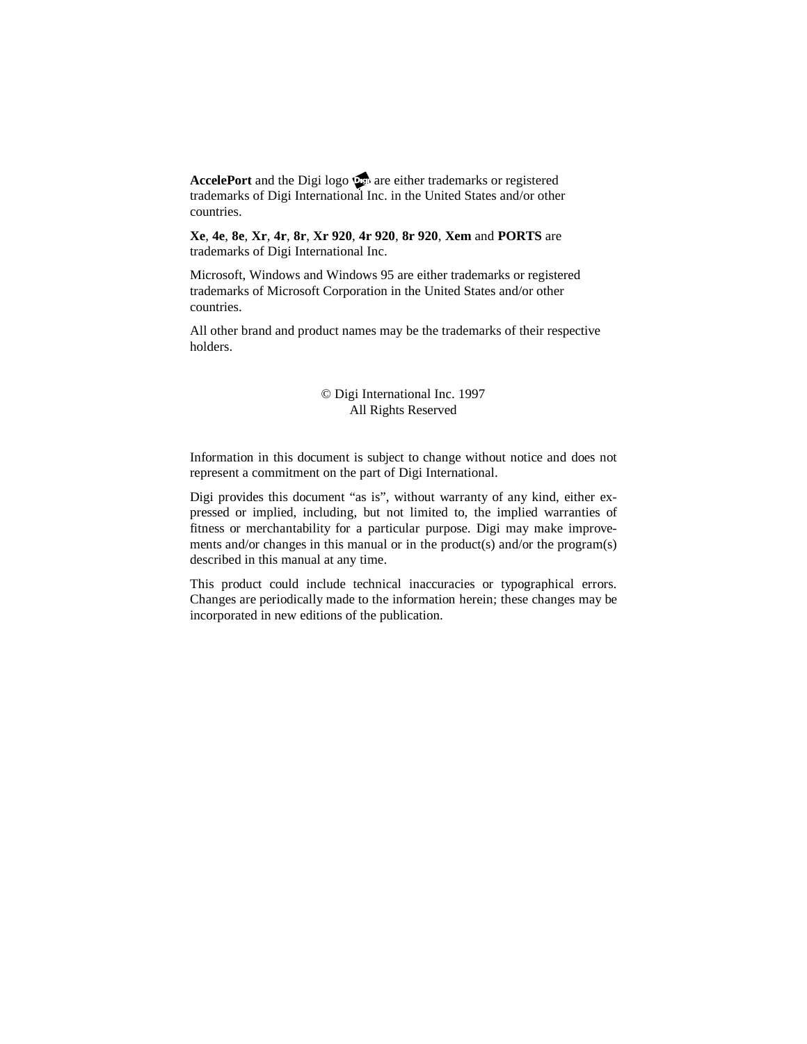**AccelePort** and the Digi logo are either trademarks or registered trademarks of Digi International Inc. in the United States and/or other countries.

**Xe**, **4e**, **8e**, **Xr**, **4r**, **8r**, **Xr 920**, **4r 920**, **8r 920**, **Xem** and **PORTS** are trademarks of Digi International Inc.

Microsoft, Windows and Windows 95 are either trademarks or registered trademarks of Microsoft Corporation in the United States and/or other countries.

All other brand and product names may be the trademarks of their respective holders.

© Digi International Inc. 1997
All Rights Reserved

Information in this document is subject to change without notice and does not represent a commitment on the part of Digi International.

Digi provides this document "as is", without warranty of any kind, either expressed or implied, including, but not limited to, the implied warranties of fitness or merchantability for a particular purpose. Digi may make improvements and/or changes in this manual or in the product(s) and/or the program(s) described in this manual at any time.

This product could include technical inaccuracies or typographical errors. Changes are periodically made to the information herein; these changes may be incorporated in new editions of the publication.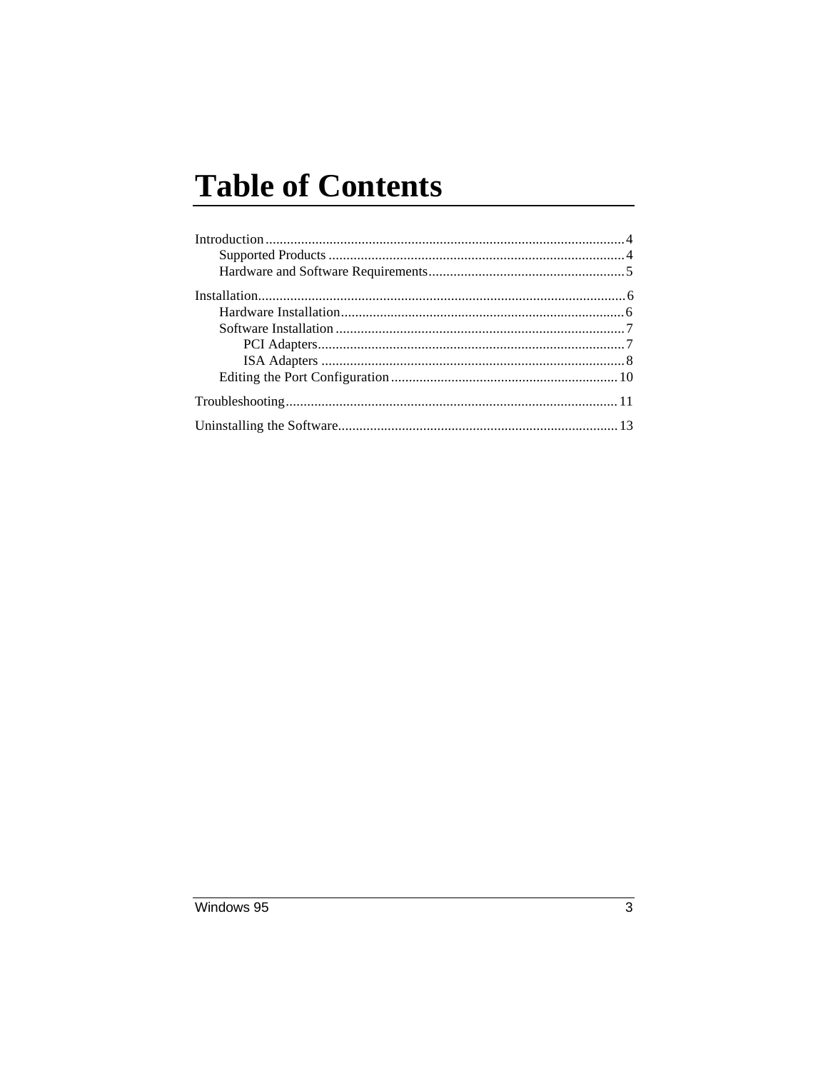# Table of Contents

Introduction....................................................................................................4
- Supported Products ..................................................................................4
- Hardware and Software Requirements.......................................................5

Installation......................................................................................................6
- Hardware Installation...............................................................................6
- Software Installation ................................................................................7
  - PCI Adapters......................................................................................7
  - ISA Adapters .....................................................................................8
- Editing the Port Configuration................................................................10

Troubleshooting............................................................................................11

Uninstalling the Software..............................................................................13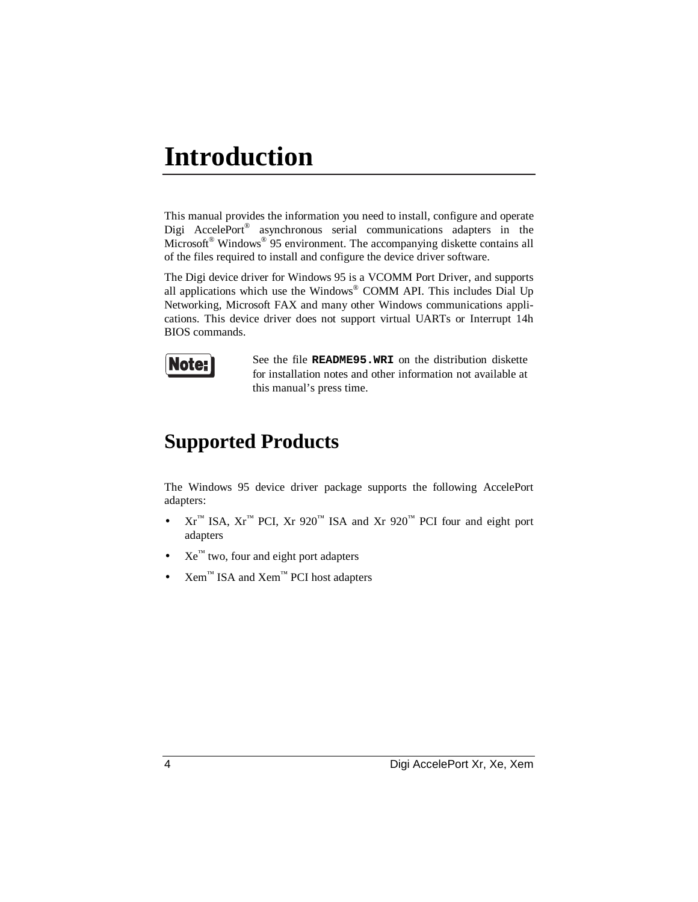# Introduction

This manual provides the information you need to install, configure and operate Digi AccelePort® asynchronous serial communications adapters in the Microsoft® Windows® 95 environment. The accompanying diskette contains all of the files required to install and configure the device driver software.

The Digi device driver for Windows 95 is a VCOMM Port Driver, and supports all applications which use the Windows® COMM API. This includes Dial Up Networking, Microsoft FAX and many other Windows communications applications. This device driver does not support virtual UARTs or Interrupt 14h BIOS commands.

**Note:** See the file **`README95.WRI`** on the distribution diskette for installation notes and other information not available at this manual's press time.

## Supported Products

The Windows 95 device driver package supports the following AccelePort adapters:

- Xr™ ISA, Xr™ PCI, Xr 920™ ISA and Xr 920™ PCI four and eight port adapters
- Xe™ two, four and eight port adapters
- Xem™ ISA and Xem™ PCI host adapters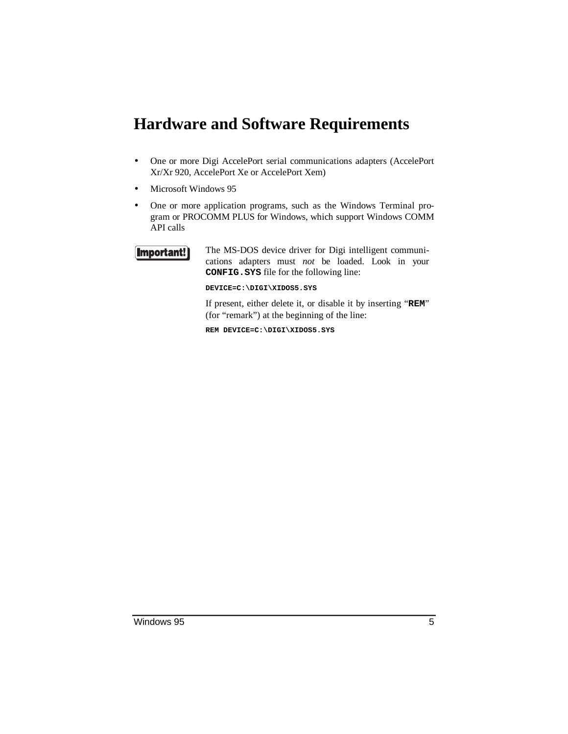# Hardware and Software Requirements

- One or more Digi AccelePort serial communications adapters (AccelePort Xr/Xr 920, AccelePort Xe or AccelePort Xem)
- Microsoft Windows 95
- One or more application programs, such as the Windows Terminal program or PROCOMM PLUS for Windows, which support Windows COMM API calls

**Important!** The MS-DOS device driver for Digi intelligent communications adapters must *not* be loaded. Look in your **CONFIG.SYS** file for the following line:

```
DEVICE=C:\DIGI\XIDOS5.SYS
```

If present, either delete it, or disable it by inserting "**REM**" (for "remark") at the beginning of the line:

```
REM DEVICE=C:\DIGI\XIDOS5.SYS
```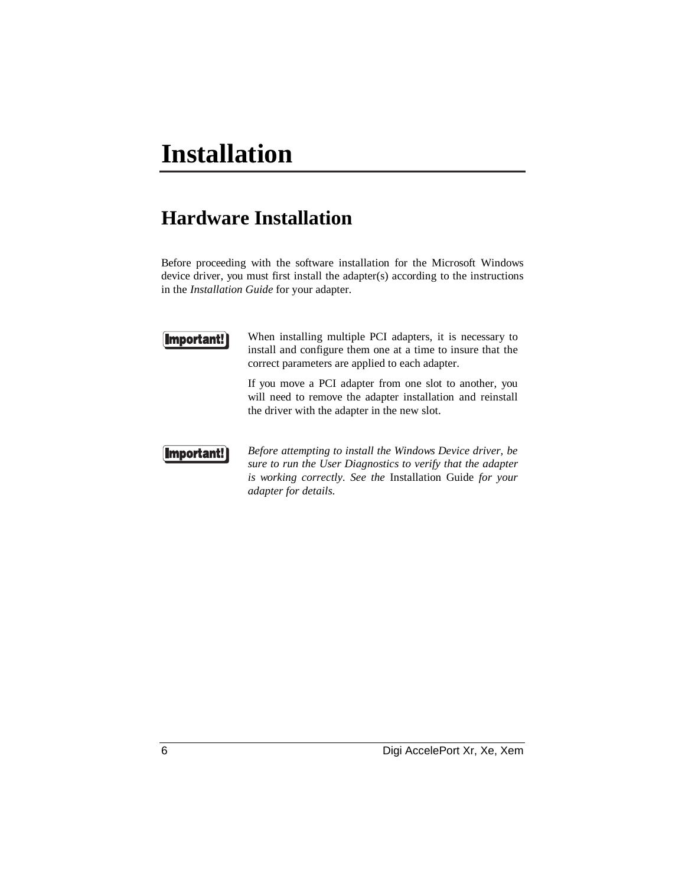# Installation

## Hardware Installation

Before proceeding with the software installation for the Microsoft Windows device driver, you must first install the adapter(s) according to the instructions in the *Installation Guide* for your adapter.

**Important!**

When installing multiple PCI adapters, it is necessary to install and configure them one at a time to insure that the correct parameters are applied to each adapter.

If you move a PCI adapter from one slot to another, you will need to remove the adapter installation and reinstall the driver with the adapter in the new slot.

**Important!**

*Before attempting to install the Windows Device driver, be sure to run the User Diagnostics to verify that the adapter is working correctly. See the* Installation Guide *for your adapter for details.*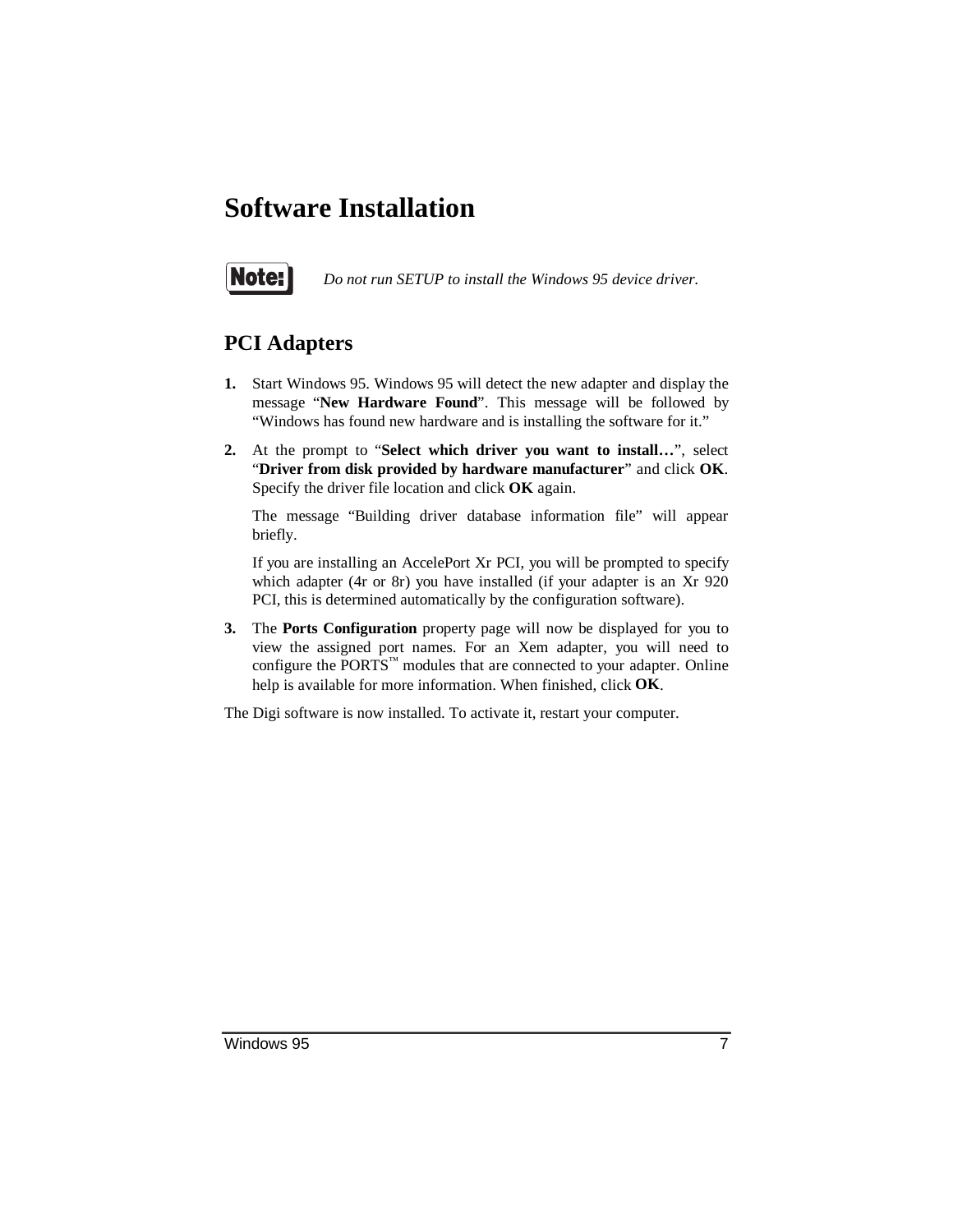# Software Installation

**Note:** *Do not run SETUP to install the Windows 95 device driver.*

## PCI Adapters

1. Start Windows 95. Windows 95 will detect the new adapter and display the message "**New Hardware Found**". This message will be followed by "Windows has found new hardware and is installing the software for it."

2. At the prompt to "**Select which driver you want to install…**", select "**Driver from disk provided by hardware manufacturer**" and click **OK**. Specify the driver file location and click **OK** again.

   The message "Building driver database information file" will appear briefly.

   If you are installing an AccelePort Xr PCI, you will be prompted to specify which adapter (4r or 8r) you have installed (if your adapter is an Xr 920 PCI, this is determined automatically by the configuration software).

3. The **Ports Configuration** property page will now be displayed for you to view the assigned port names. For an Xem adapter, you will need to configure the PORTS™ modules that are connected to your adapter. Online help is available for more information. When finished, click **OK**.

The Digi software is now installed. To activate it, restart your computer.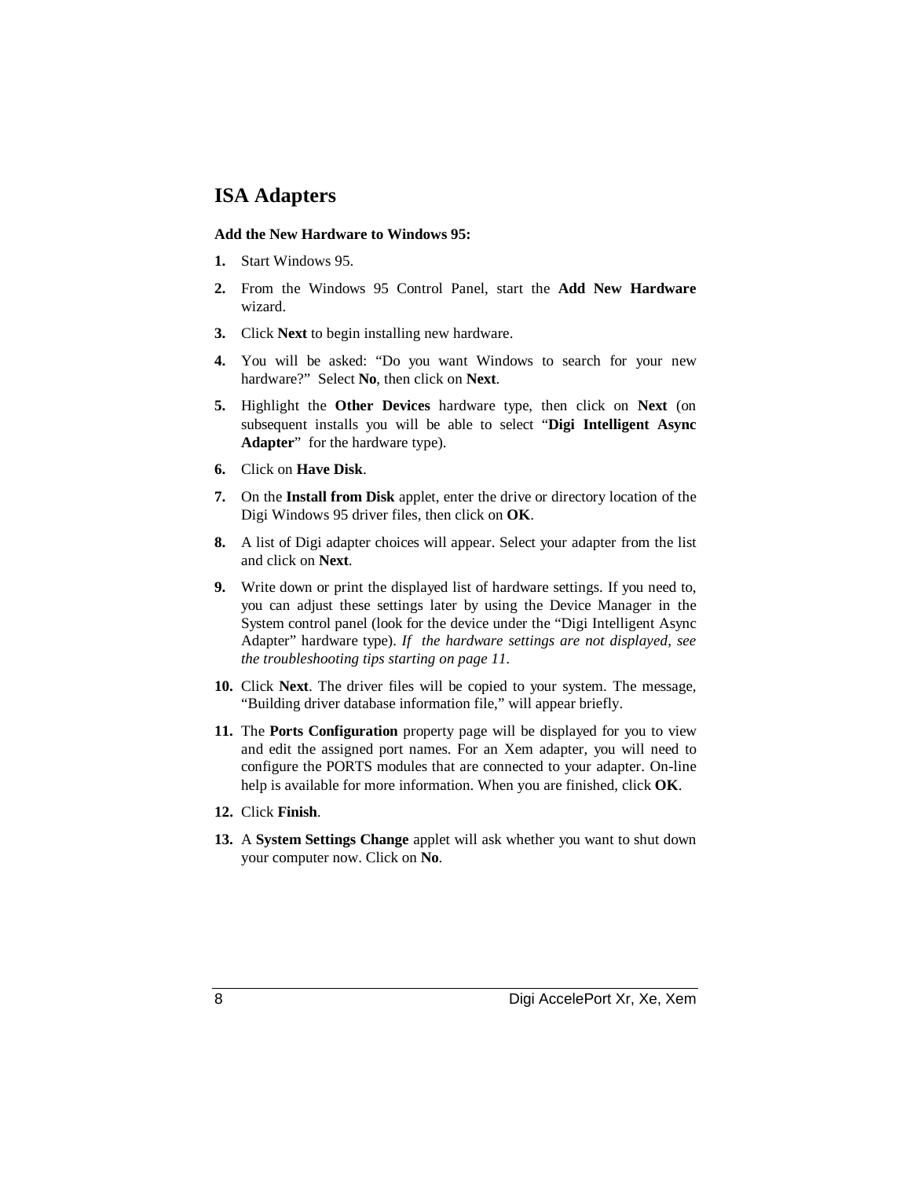## ISA Adapters

**Add the New Hardware to Windows 95:**

1. Start Windows 95.
2. From the Windows 95 Control Panel, start the **Add New Hardware** wizard.
3. Click **Next** to begin installing new hardware.
4. You will be asked: "Do you want Windows to search for your new hardware?" Select **No**, then click on **Next**.
5. Highlight the **Other Devices** hardware type, then click on **Next** (on subsequent installs you will be able to select "**Digi Intelligent Async Adapter**" for the hardware type).
6. Click on **Have Disk**.
7. On the **Install from Disk** applet, enter the drive or directory location of the Digi Windows 95 driver files, then click on **OK**.
8. A list of Digi adapter choices will appear. Select your adapter from the list and click on **Next**.
9. Write down or print the displayed list of hardware settings. If you need to, you can adjust these settings later by using the Device Manager in the System control panel (look for the device under the "Digi Intelligent Async Adapter" hardware type). *If the hardware settings are not displayed, see the troubleshooting tips starting on page 11.*
10. Click **Next**. The driver files will be copied to your system. The message, "Building driver database information file," will appear briefly.
11. The **Ports Configuration** property page will be displayed for you to view and edit the assigned port names. For an Xem adapter, you will need to configure the PORTS modules that are connected to your adapter. On-line help is available for more information. When you are finished, click **OK**.
12. Click **Finish**.
13. A **System Settings Change** applet will ask whether you want to shut down your computer now. Click on **No**.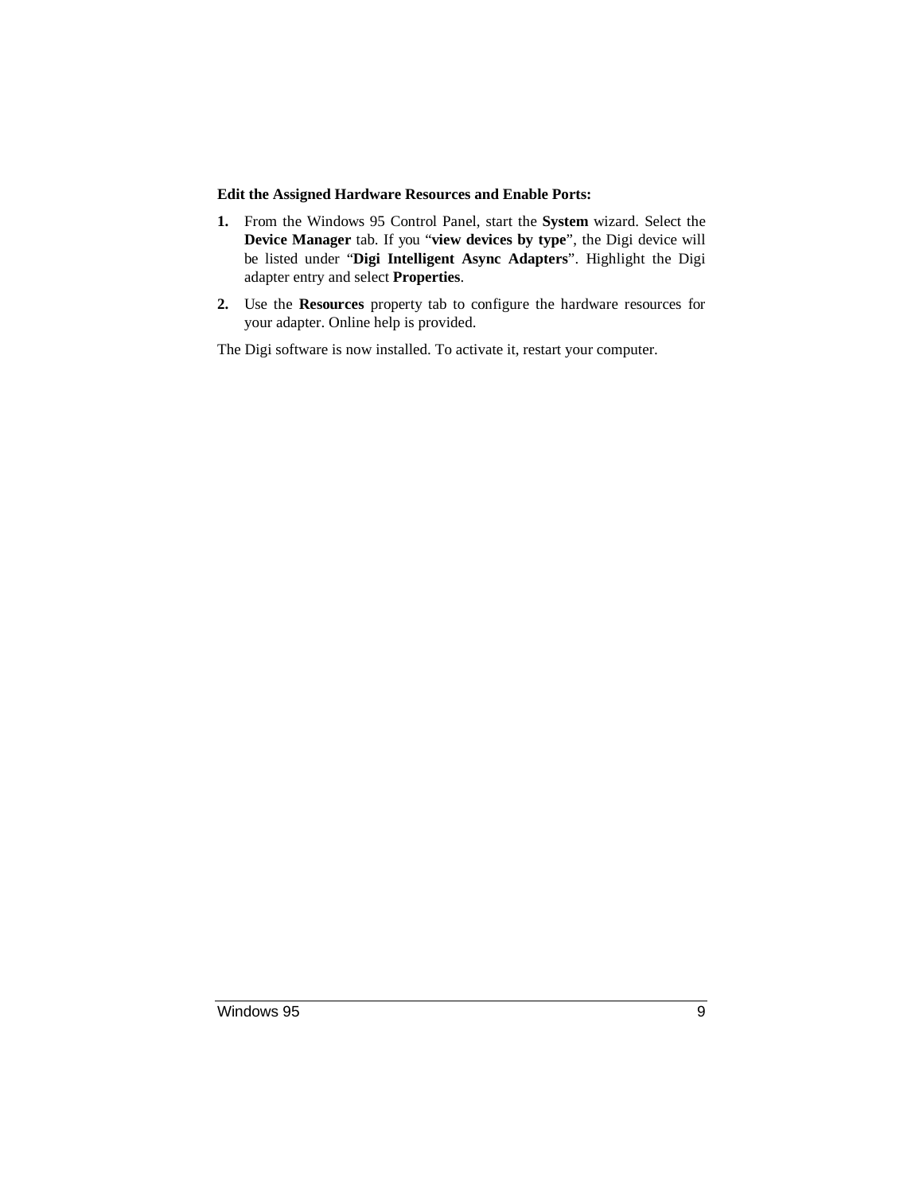**Edit the Assigned Hardware Resources and Enable Ports:**

1. From the Windows 95 Control Panel, start the **System** wizard. Select the **Device Manager** tab. If you "**view devices by type**", the Digi device will be listed under "**Digi Intelligent Async Adapters**". Highlight the Digi adapter entry and select **Properties**.

2. Use the **Resources** property tab to configure the hardware resources for your adapter. Online help is provided.

The Digi software is now installed. To activate it, restart your computer.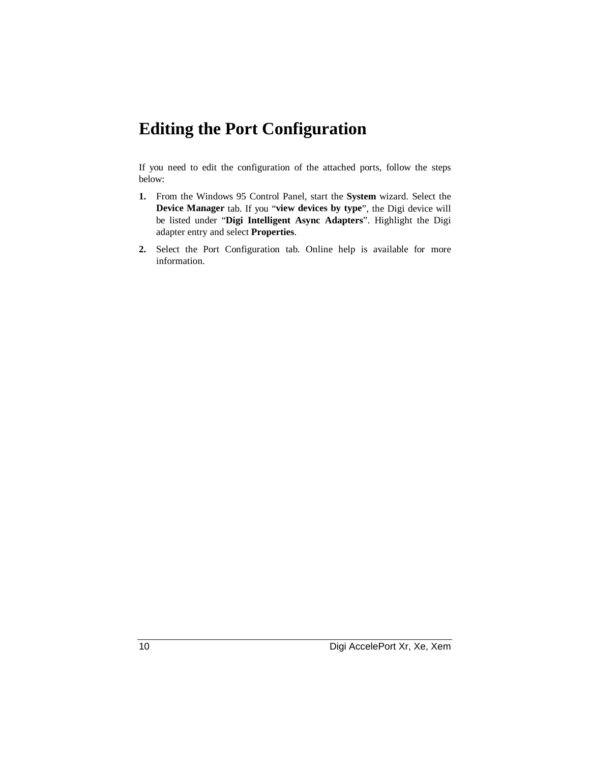# Editing the Port Configuration

If you need to edit the configuration of the attached ports, follow the steps below:

1. From the Windows 95 Control Panel, start the **System** wizard. Select the **Device Manager** tab. If you "**view devices by type**", the Digi device will be listed under "**Digi Intelligent Async Adapters**". Highlight the Digi adapter entry and select **Properties**.
2. Select the Port Configuration tab. Online help is available for more information.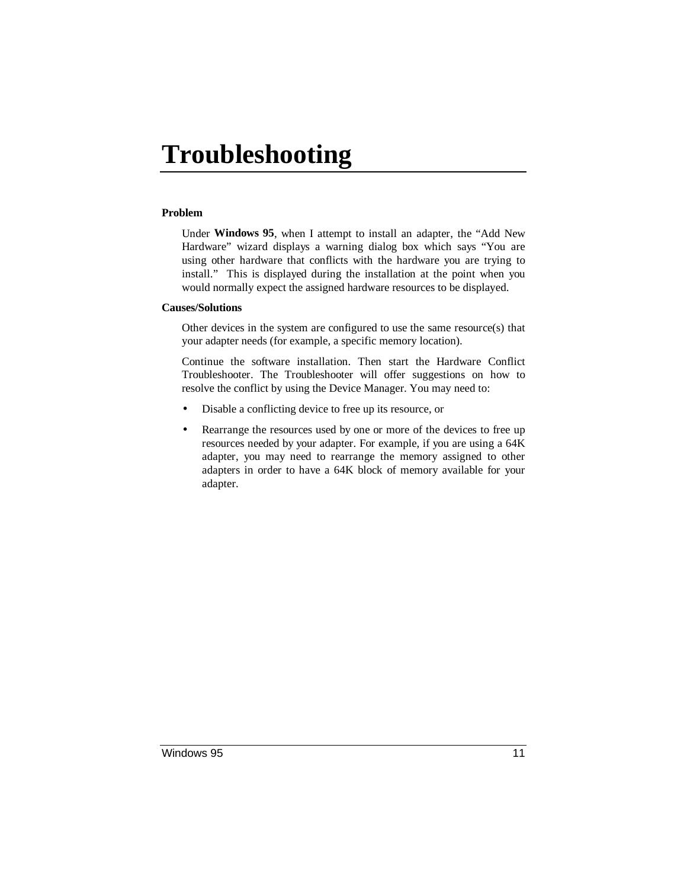# Troubleshooting

**Problem**

Under **Windows 95**, when I attempt to install an adapter, the "Add New Hardware" wizard displays a warning dialog box which says "You are using other hardware that conflicts with the hardware you are trying to install." This is displayed during the installation at the point when you would normally expect the assigned hardware resources to be displayed.

**Causes/Solutions**

Other devices in the system are configured to use the same resource(s) that your adapter needs (for example, a specific memory location).

Continue the software installation. Then start the Hardware Conflict Troubleshooter. The Troubleshooter will offer suggestions on how to resolve the conflict by using the Device Manager. You may need to:

- Disable a conflicting device to free up its resource, or
- Rearrange the resources used by one or more of the devices to free up resources needed by your adapter. For example, if you are using a 64K adapter, you may need to rearrange the memory assigned to other adapters in order to have a 64K block of memory available for your adapter.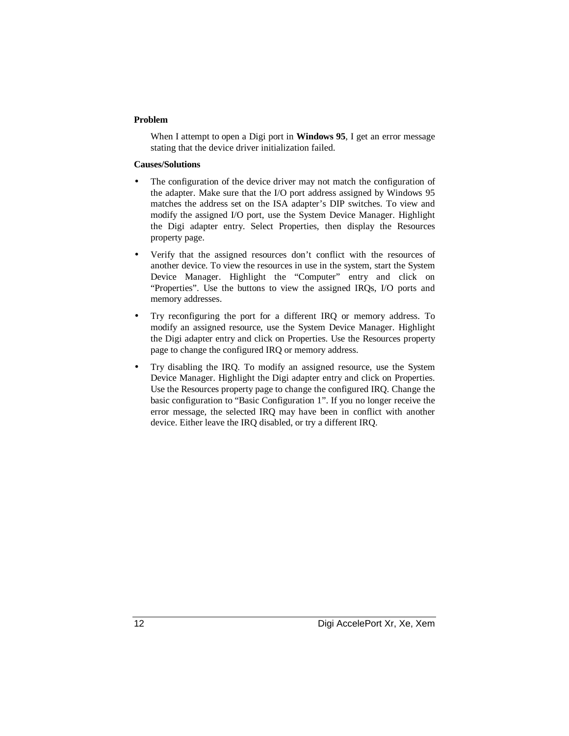**Problem**

When I attempt to open a Digi port in **Windows 95**, I get an error message stating that the device driver initialization failed.

**Causes/Solutions**

- The configuration of the device driver may not match the configuration of the adapter. Make sure that the I/O port address assigned by Windows 95 matches the address set on the ISA adapter's DIP switches. To view and modify the assigned I/O port, use the System Device Manager. Highlight the Digi adapter entry. Select Properties, then display the Resources property page.
- Verify that the assigned resources don't conflict with the resources of another device. To view the resources in use in the system, start the System Device Manager. Highlight the "Computer" entry and click on "Properties". Use the buttons to view the assigned IRQs, I/O ports and memory addresses.
- Try reconfiguring the port for a different IRQ or memory address. To modify an assigned resource, use the System Device Manager. Highlight the Digi adapter entry and click on Properties. Use the Resources property page to change the configured IRQ or memory address.
- Try disabling the IRQ. To modify an assigned resource, use the System Device Manager. Highlight the Digi adapter entry and click on Properties. Use the Resources property page to change the configured IRQ. Change the basic configuration to "Basic Configuration 1". If you no longer receive the error message, the selected IRQ may have been in conflict with another device. Either leave the IRQ disabled, or try a different IRQ.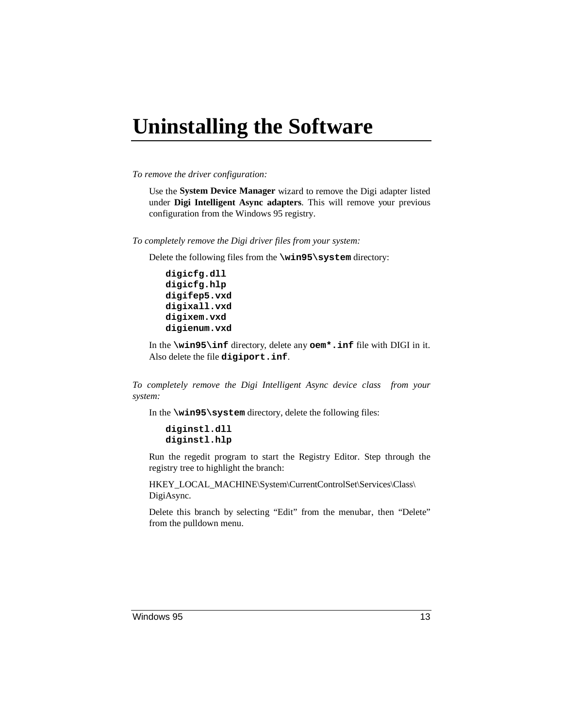# Uninstalling the Software

*To remove the driver configuration:*

Use the **System Device Manager** wizard to remove the Digi adapter listed under **Digi Intelligent Async adapters**. This will remove your previous configuration from the Windows 95 registry.

*To completely remove the Digi driver files from your system:*

Delete the following files from the **`\win95\system`** directory:

```
digicfg.dll
digicfg.hlp
digifep5.vxd
digixall.vxd
digixem.vxd
digienum.vxd
```

In the **`\win95\inf`** directory, delete any **`oem*.inf`** file with DIGI in it. Also delete the file **`digiport.inf`**.

*To completely remove the Digi Intelligent Async device class from your system:*

In the **`\win95\system`** directory, delete the following files:

```
diginstl.dll
diginstl.hlp
```

Run the regedit program to start the Registry Editor. Step through the registry tree to highlight the branch:

HKEY_LOCAL_MACHINE\System\CurrentControlSet\Services\Class\DigiAsync.

Delete this branch by selecting “Edit” from the menubar, then “Delete” from the pulldown menu.